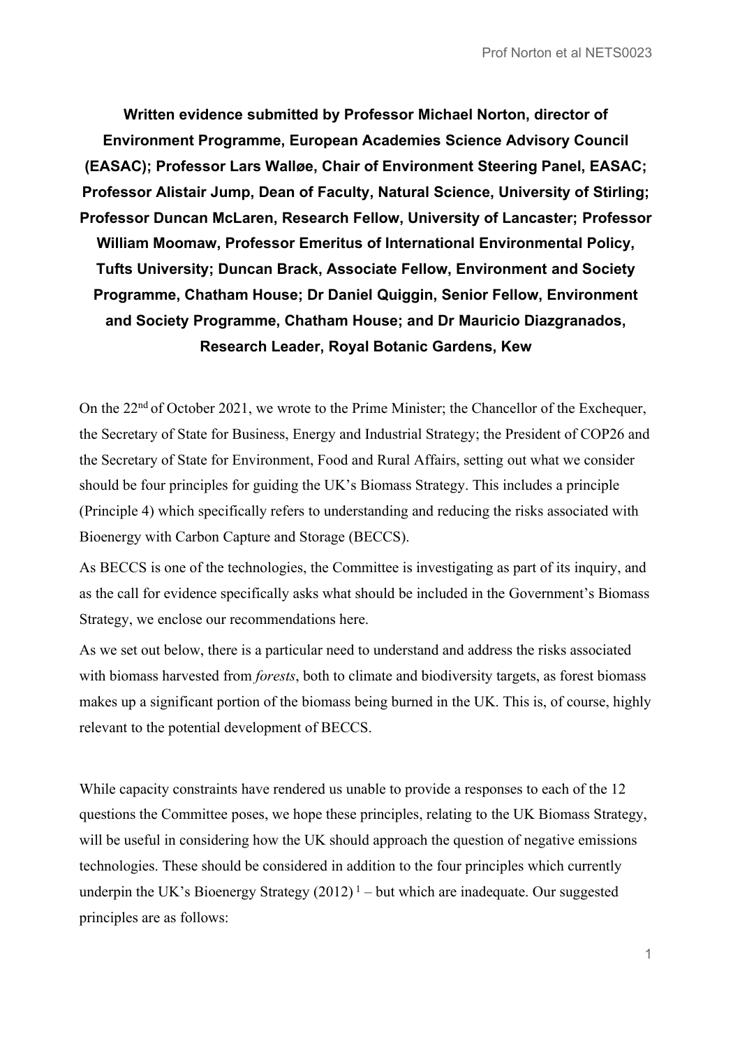**Written evidence submitted by Professor Michael Norton, director of Environment Programme, European Academies Science Advisory Council (EASAC); Professor Lars Walløe, Chair of Environment Steering Panel, EASAC; Professor Alistair Jump, Dean of Faculty, Natural Science, University of Stirling; Professor Duncan McLaren, Research Fellow, University of Lancaster; Professor William Moomaw, Professor Emeritus of International Environmental Policy, Tufts University; Duncan Brack, Associate Fellow, Environment and Society Programme, Chatham House; Dr Daniel Quiggin, Senior Fellow, Environment and Society Programme, Chatham House; and Dr Mauricio Diazgranados, Research Leader, Royal Botanic Gardens, Kew**

On the 22nd of October 2021, we wrote to the Prime Minister; the Chancellor of the Exchequer, the Secretary of State for Business, Energy and Industrial Strategy; the President of COP26 and the Secretary of State for Environment, Food and Rural Affairs, setting out what we consider should be four principles for guiding the UK's Biomass Strategy. This includes a principle (Principle 4) which specifically refers to understanding and reducing the risks associated with Bioenergy with Carbon Capture and Storage (BECCS).

As BECCS is one of the technologies, the Committee is investigating as part of its inquiry, and as the call for evidence specifically asks what should be included in the Government's Biomass Strategy, we enclose our recommendations here.

As we set out below, there is a particular need to understand and address the risks associated with biomass harvested from *forests*, both to climate and biodiversity targets, as forest biomass makes up a significant portion of the biomass being burned in the UK. This is, of course, highly relevant to the potential development of BECCS.

While capacity constraints have rendered us unable to provide a responses to each of the 12 questions the Committee poses, we hope these principles, relating to the UK Biomass Strategy, will be useful in considering how the UK should approach the question of negative emissions technologies. These should be considered in addition to the four principles which currently underpin the UK's Bioenergy Strategy (2012) [1] – but which are inadequate. Our suggested principles are as follows: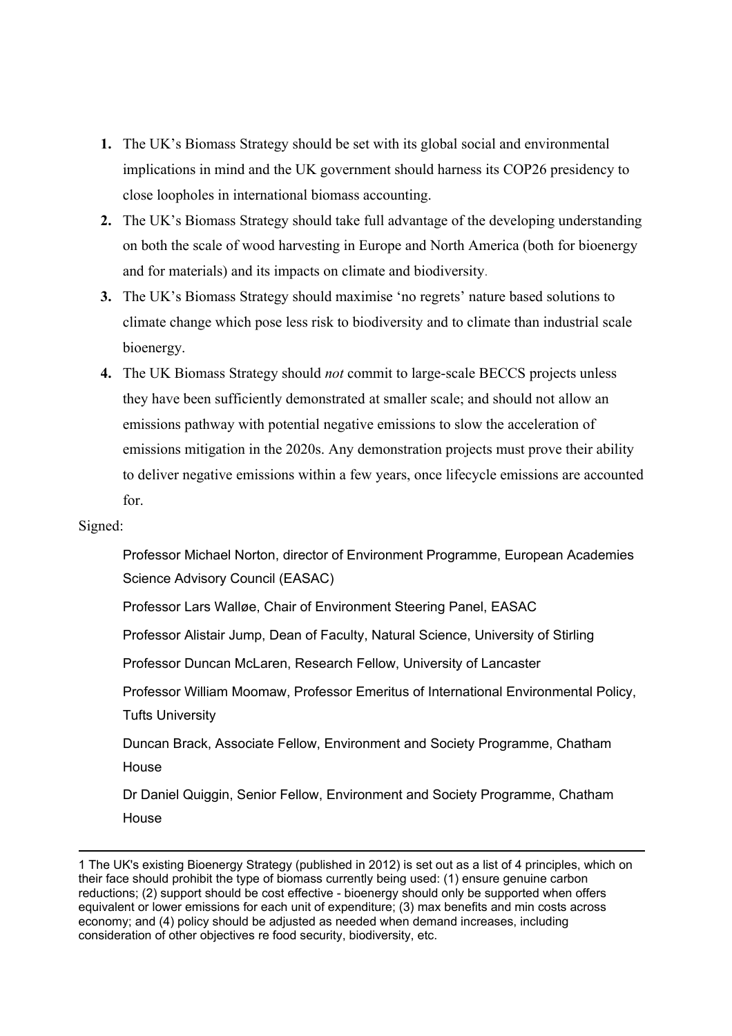1. The UK's Biomass Strategy should be set with its global social and environmental implications in mind and the UK government should harness its COP26 presidency to close loopholes in international biomass accounting.
2. The UK's Biomass Strategy should take full advantage of the developing understanding on both the scale of wood harvesting in Europe and North America (both for bioenergy and for materials) and its impacts on climate and biodiversity.
3. The UK's Biomass Strategy should maximise 'no regrets' nature based solutions to climate change which pose less risk to biodiversity and to climate than industrial scale bioenergy.
4. The UK Biomass Strategy should *not* commit to large-scale BECCS projects unless they have been sufficiently demonstrated at smaller scale; and should not allow an emissions pathway with potential negative emissions to slow the acceleration of emissions mitigation in the 2020s. Any demonstration projects must prove their ability to deliver negative emissions within a few years, once lifecycle emissions are accounted for.

Signed:

Professor Michael Norton, director of Environment Programme, European Academies Science Advisory Council (EASAC)

Professor Lars Walløe, Chair of Environment Steering Panel, EASAC

Professor Alistair Jump, Dean of Faculty, Natural Science, University of Stirling

Professor Duncan McLaren, Research Fellow, University of Lancaster

Professor William Moomaw, Professor Emeritus of International Environmental Policy, Tufts University

Duncan Brack, Associate Fellow, Environment and Society Programme, Chatham House

Dr Daniel Quiggin, Senior Fellow, Environment and Society Programme, Chatham House

---

1 The UK's existing Bioenergy Strategy (published in 2012) is set out as a list of 4 principles, which on their face should prohibit the type of biomass currently being used: (1) ensure genuine carbon reductions; (2) support should be cost effective - bioenergy should only be supported when offers equivalent or lower emissions for each unit of expenditure; (3) max benefits and min costs across economy; and (4) policy should be adjusted as needed when demand increases, including consideration of other objectives re food security, biodiversity, etc.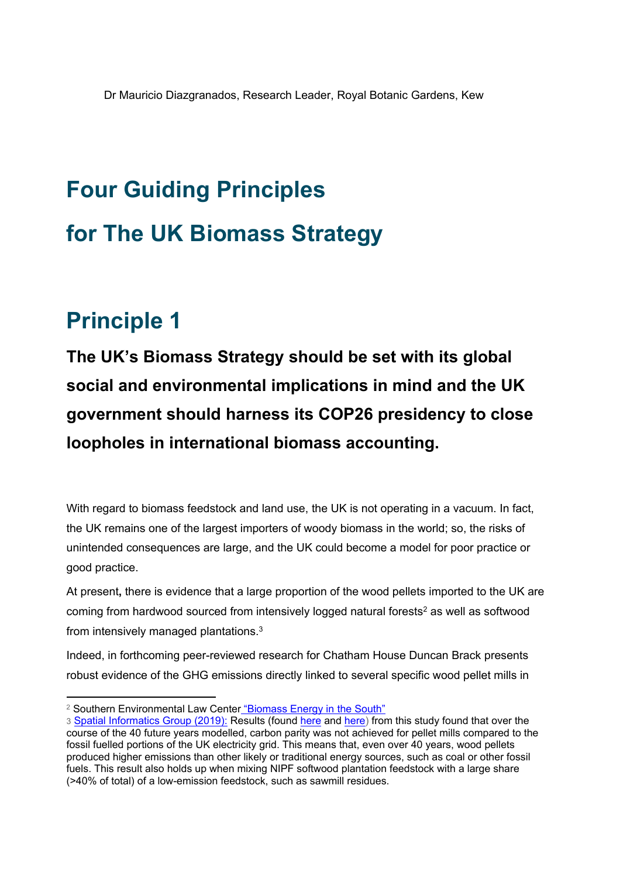Dr Mauricio Diazgranados, Research Leader, Royal Botanic Gardens, Kew

# Four Guiding Principles for The UK Biomass Strategy

## Principle 1

**The UK's Biomass Strategy should be set with its global social and environmental implications in mind and the UK government should harness its COP26 presidency to close loopholes in international biomass accounting.**

With regard to biomass feedstock and land use, the UK is not operating in a vacuum. In fact, the UK remains one of the largest importers of woody biomass in the world; so, the risks of unintended consequences are large, and the UK could become a model for poor practice or good practice.

At present, there is evidence that a large proportion of the wood pellets imported to the UK are coming from hardwood sourced from intensively logged natural forests[2] as well as softwood from intensively managed plantations.[3]

Indeed, in forthcoming peer-reviewed research for Chatham House Duncan Brack presents robust evidence of the GHG emissions directly linked to several specific wood pellet mills in

---

[2] Southern Environmental Law Center "Biomass Energy in the South"

[3] Spatial Informatics Group (2019): Results (found here and here) from this study found that over the course of the 40 future years modelled, carbon parity was not achieved for pellet mills compared to the fossil fuelled portions of the UK electricity grid. This means that, even over 40 years, wood pellets produced higher emissions than other likely or traditional energy sources, such as coal or other fossil fuels. This result also holds up when mixing NIPF softwood plantation feedstock with a large share (>40% of total) of a low-emission feedstock, such as sawmill residues.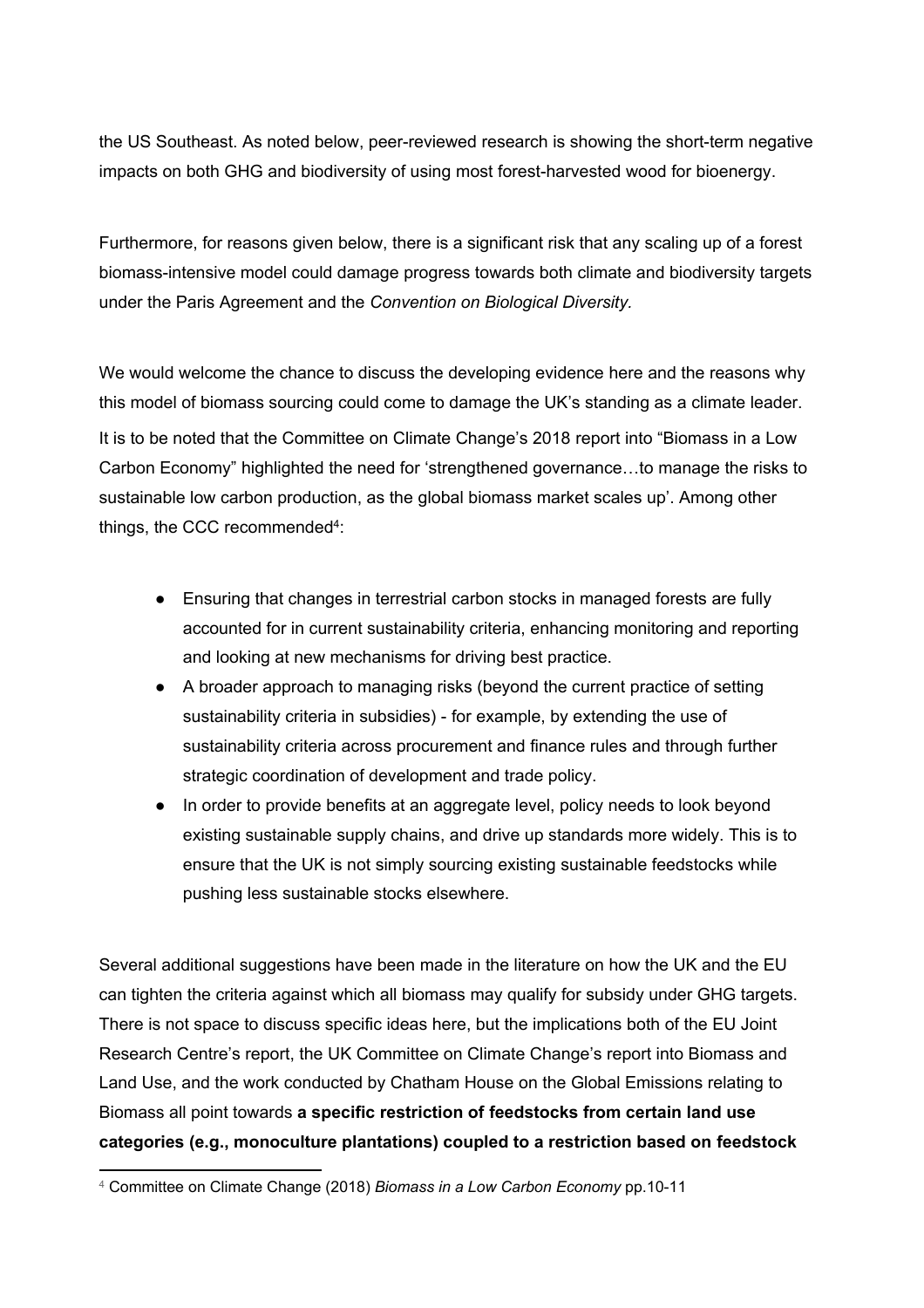the US Southeast. As noted below, peer-reviewed research is showing the short-term negative impacts on both GHG and biodiversity of using most forest-harvested wood for bioenergy.

Furthermore, for reasons given below, there is a significant risk that any scaling up of a forest biomass-intensive model could damage progress towards both climate and biodiversity targets under the Paris Agreement and the *Convention on Biological Diversity.*

We would welcome the chance to discuss the developing evidence here and the reasons why this model of biomass sourcing could come to damage the UK's standing as a climate leader. It is to be noted that the Committee on Climate Change's 2018 report into "Biomass in a Low Carbon Economy" highlighted the need for 'strengthened governance…to manage the risks to sustainable low carbon production, as the global biomass market scales up'. Among other things, the CCC recommended[4]:

- Ensuring that changes in terrestrial carbon stocks in managed forests are fully accounted for in current sustainability criteria, enhancing monitoring and reporting and looking at new mechanisms for driving best practice.
- A broader approach to managing risks (beyond the current practice of setting sustainability criteria in subsidies) - for example, by extending the use of sustainability criteria across procurement and finance rules and through further strategic coordination of development and trade policy.
- In order to provide benefits at an aggregate level, policy needs to look beyond existing sustainable supply chains, and drive up standards more widely. This is to ensure that the UK is not simply sourcing existing sustainable feedstocks while pushing less sustainable stocks elsewhere.

Several additional suggestions have been made in the literature on how the UK and the EU can tighten the criteria against which all biomass may qualify for subsidy under GHG targets. There is not space to discuss specific ideas here, but the implications both of the EU Joint Research Centre's report, the UK Committee on Climate Change's report into Biomass and Land Use, and the work conducted by Chatham House on the Global Emissions relating to Biomass all point towards **a specific restriction of feedstocks from certain land use categories (e.g., monoculture plantations) coupled to a restriction based on feedstock**

[4] Committee on Climate Change (2018) *Biomass in a Low Carbon Economy* pp.10-11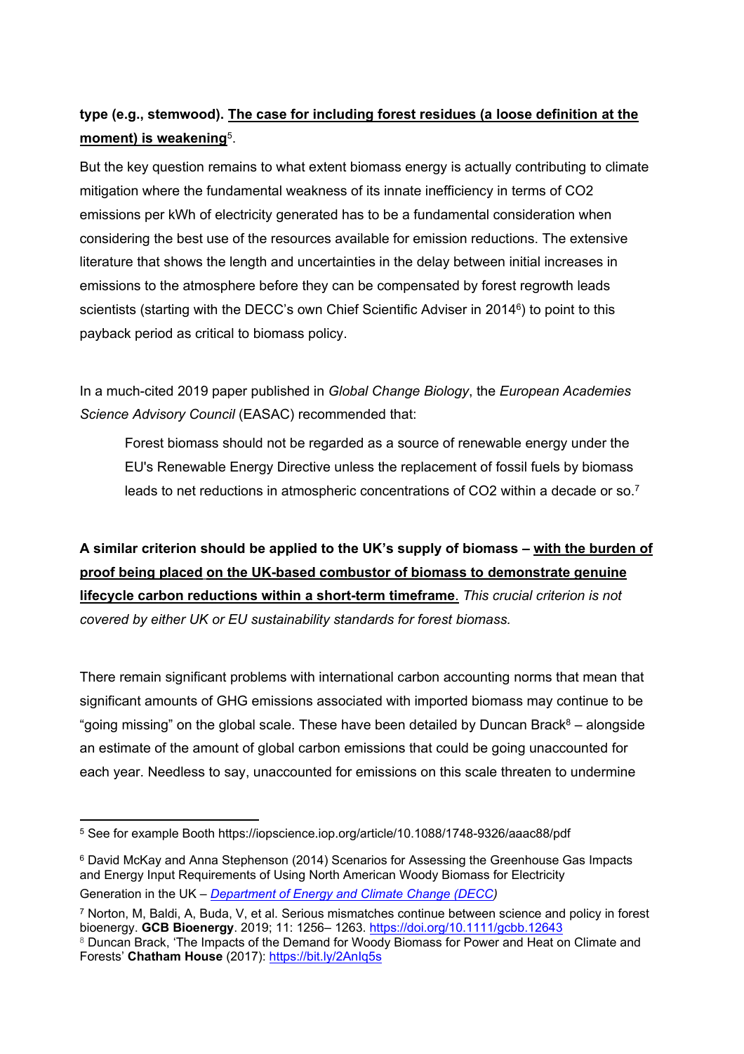**type (e.g., stemwood). <u>The case for including forest residues (a loose definition at the moment) is weakening</u>**[5].

But the key question remains to what extent biomass energy is actually contributing to climate mitigation where the fundamental weakness of its innate inefficiency in terms of CO2 emissions per kWh of electricity generated has to be a fundamental consideration when considering the best use of the resources available for emission reductions. The extensive literature that shows the length and uncertainties in the delay between initial increases in emissions to the atmosphere before they can be compensated by forest regrowth leads scientists (starting with the DECC's own Chief Scientific Adviser in 2014[6]) to point to this payback period as critical to biomass policy.

In a much-cited 2019 paper published in *Global Change Biology*, the *European Academies Science Advisory Council* (EASAC) recommended that:

> Forest biomass should not be regarded as a source of renewable energy under the EU's Renewable Energy Directive unless the replacement of fossil fuels by biomass leads to net reductions in atmospheric concentrations of CO2 within a decade or so.[7]

**A similar criterion should be applied to the UK's supply of biomass – <u>with the burden of proof being placed on the UK-based combustor of biomass to demonstrate genuine lifecycle carbon reductions within a short-term timeframe</u>**. *This crucial criterion is not covered by either UK or EU sustainability standards for forest biomass.*

There remain significant problems with international carbon accounting norms that mean that significant amounts of GHG emissions associated with imported biomass may continue to be "going missing" on the global scale. These have been detailed by Duncan Brack[8] – alongside an estimate of the amount of global carbon emissions that could be going unaccounted for each year. Needless to say, unaccounted for emissions on this scale threaten to undermine

---

[5] See for example Booth https://iopscience.iop.org/article/10.1088/1748-9326/aaac88/pdf

[6] David McKay and Anna Stephenson (2014) Scenarios for Assessing the Greenhouse Gas Impacts and Energy Input Requirements of Using North American Woody Biomass for Electricity Generation in the UK – *Department of Energy and Climate Change (DECC)*

[7] Norton, M, Baldi, A, Buda, V, et al. Serious mismatches continue between science and policy in forest bioenergy. **GCB Bioenergy**. 2019; 11: 1256– 1263. https://doi.org/10.1111/gcbb.12643

[8] Duncan Brack, 'The Impacts of the Demand for Woody Biomass for Power and Heat on Climate and Forests' **Chatham House** (2017): https://bit.ly/2AnIq5s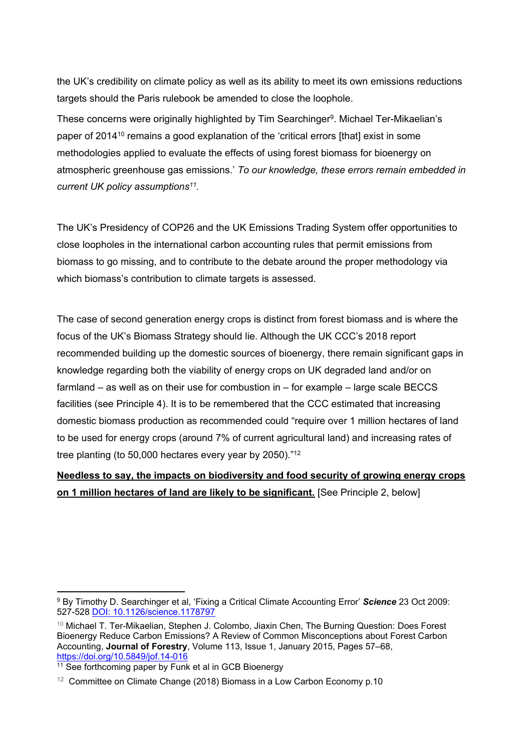the UK's credibility on climate policy as well as its ability to meet its own emissions reductions targets should the Paris rulebook be amended to close the loophole.

These concerns were originally highlighted by Tim Searchinger[9]. Michael Ter-Mikaelian's paper of 2014[10] remains a good explanation of the 'critical errors [that] exist in some methodologies applied to evaluate the effects of using forest biomass for bioenergy on atmospheric greenhouse gas emissions.' *To our knowledge, these errors remain embedded in current UK policy assumptions[11].*

The UK's Presidency of COP26 and the UK Emissions Trading System offer opportunities to close loopholes in the international carbon accounting rules that permit emissions from biomass to go missing, and to contribute to the debate around the proper methodology via which biomass's contribution to climate targets is assessed.

The case of second generation energy crops is distinct from forest biomass and is where the focus of the UK's Biomass Strategy should lie. Although the UK CCC's 2018 report recommended building up the domestic sources of bioenergy, there remain significant gaps in knowledge regarding both the viability of energy crops on UK degraded land and/or on farmland – as well as on their use for combustion in – for example – large scale BECCS facilities (see Principle 4). It is to be remembered that the CCC estimated that increasing domestic biomass production as recommended could "require over 1 million hectares of land to be used for energy crops (around 7% of current agricultural land) and increasing rates of tree planting (to 50,000 hectares every year by 2050)."[12]

**Needless to say, the impacts on biodiversity and food security of growing energy crops on 1 million hectares of land are likely to be significant.** [See Principle 2, below]

---

[9] By Timothy D. Searchinger et al, 'Fixing a Critical Climate Accounting Error' ***Science*** 23 Oct 2009: 527-528 DOI: 10.1126/science.1178797

[10] Michael T. Ter-Mikaelian, Stephen J. Colombo, Jiaxin Chen, The Burning Question: Does Forest Bioenergy Reduce Carbon Emissions? A Review of Common Misconceptions about Forest Carbon Accounting, **Journal of Forestry**, Volume 113, Issue 1, January 2015, Pages 57–68, https://doi.org/10.5849/jof.14-016

[11] See forthcoming paper by Funk et al in GCB Bioenergy

[12] Committee on Climate Change (2018) Biomass in a Low Carbon Economy p.10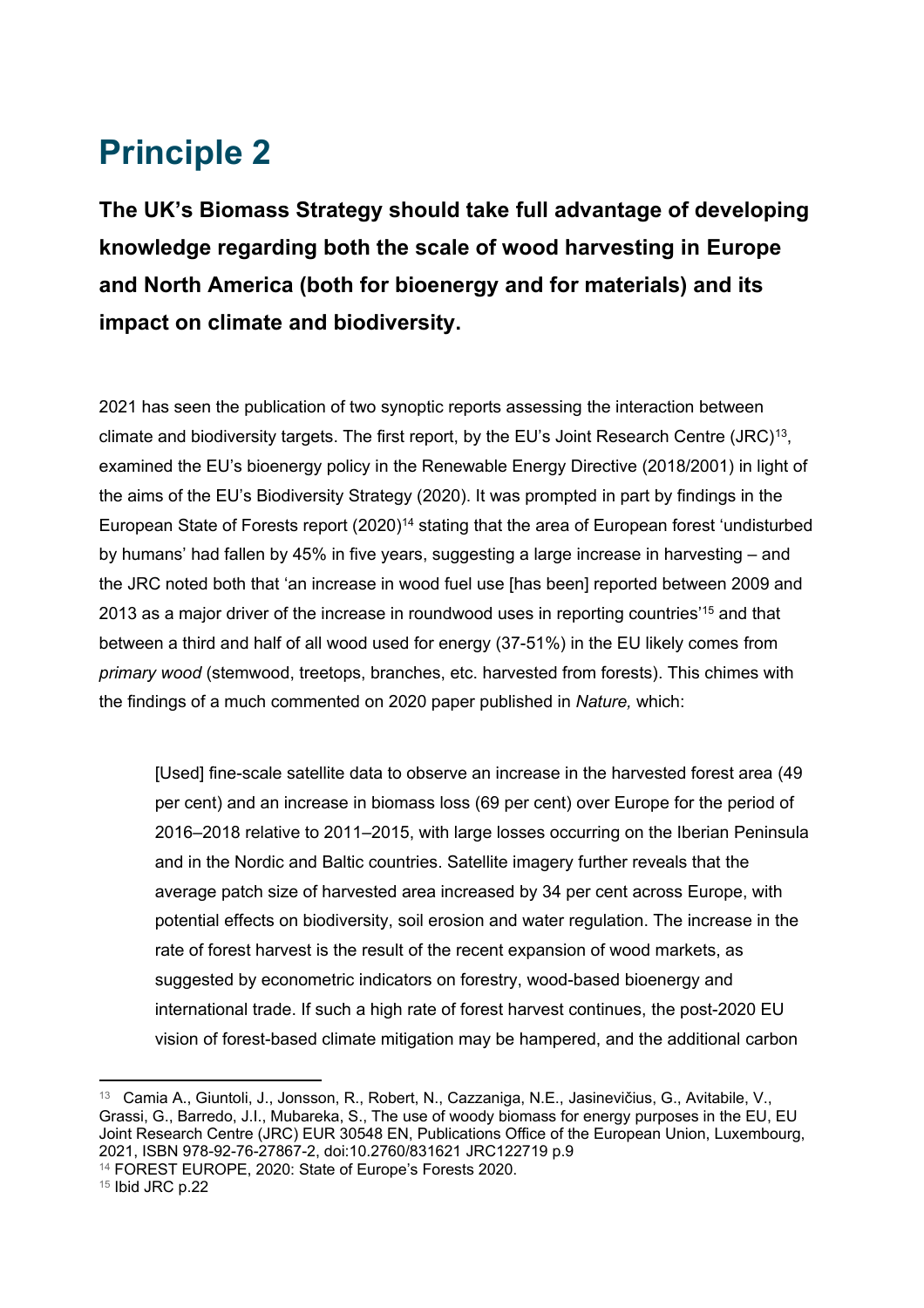# Principle 2

**The UK's Biomass Strategy should take full advantage of developing knowledge regarding both the scale of wood harvesting in Europe and North America (both for bioenergy and for materials) and its impact on climate and biodiversity.**

2021 has seen the publication of two synoptic reports assessing the interaction between climate and biodiversity targets. The first report, by the EU's Joint Research Centre (JRC)[13], examined the EU's bioenergy policy in the Renewable Energy Directive (2018/2001) in light of the aims of the EU's Biodiversity Strategy (2020). It was prompted in part by findings in the European State of Forests report (2020)[14] stating that the area of European forest 'undisturbed by humans' had fallen by 45% in five years, suggesting a large increase in harvesting – and the JRC noted both that 'an increase in wood fuel use [has been] reported between 2009 and 2013 as a major driver of the increase in roundwood uses in reporting countries'[15] and that between a third and half of all wood used for energy (37-51%) in the EU likely comes from *primary wood* (stemwood, treetops, branches, etc. harvested from forests). This chimes with the findings of a much commented on 2020 paper published in *Nature,* which:

> [Used] fine-scale satellite data to observe an increase in the harvested forest area (49 per cent) and an increase in biomass loss (69 per cent) over Europe for the period of 2016–2018 relative to 2011–2015, with large losses occurring on the Iberian Peninsula and in the Nordic and Baltic countries. Satellite imagery further reveals that the average patch size of harvested area increased by 34 per cent across Europe, with potential effects on biodiversity, soil erosion and water regulation. The increase in the rate of forest harvest is the result of the recent expansion of wood markets, as suggested by econometric indicators on forestry, wood-based bioenergy and international trade. If such a high rate of forest harvest continues, the post-2020 EU vision of forest-based climate mitigation may be hampered, and the additional carbon

---

[13] Camia A., Giuntoli, J., Jonsson, R., Robert, N., Cazzaniga, N.E., Jasinevičius, G., Avitabile, V., Grassi, G., Barredo, J.I., Mubareka, S., The use of woody biomass for energy purposes in the EU, EU Joint Research Centre (JRC) EUR 30548 EN, Publications Office of the European Union, Luxembourg, 2021, ISBN 978-92-76-27867-2, doi:10.2760/831621 JRC122719 p.9

[14] FOREST EUROPE, 2020: State of Europe's Forests 2020.

[15] Ibid JRC p.22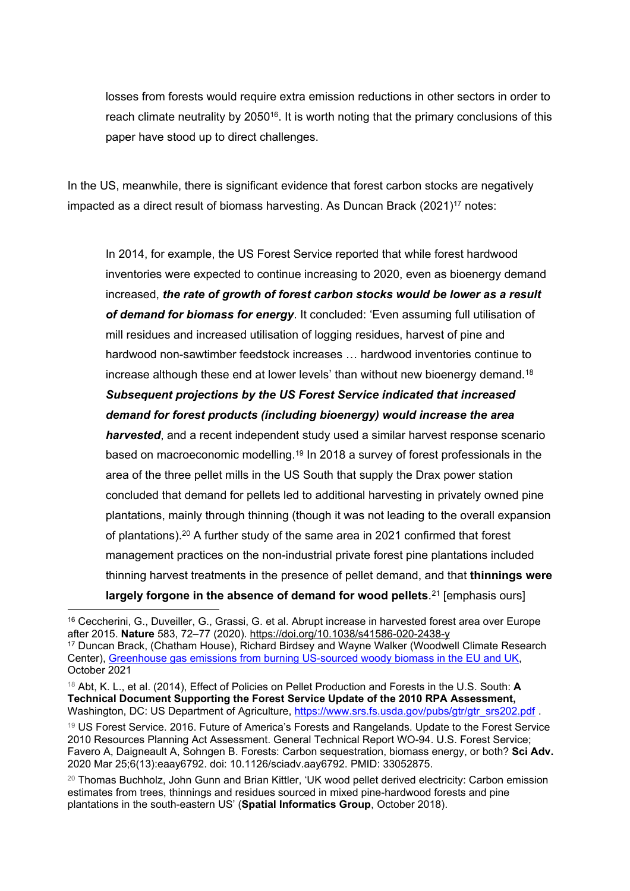losses from forests would require extra emission reductions in other sectors in order to reach climate neutrality by 2050[16]. It is worth noting that the primary conclusions of this paper have stood up to direct challenges.

In the US, meanwhile, there is significant evidence that forest carbon stocks are negatively impacted as a direct result of biomass harvesting. As Duncan Brack (2021)[17] notes:

> In 2014, for example, the US Forest Service reported that while forest hardwood inventories were expected to continue increasing to 2020, even as bioenergy demand increased, ***the rate of growth of forest carbon stocks would be lower as a result of demand for biomass for energy***. It concluded: 'Even assuming full utilisation of mill residues and increased utilisation of logging residues, harvest of pine and hardwood non-sawtimber feedstock increases … hardwood inventories continue to increase although these end at lower levels' than without new bioenergy demand.[18] ***Subsequent projections by the US Forest Service indicated that increased demand for forest products (including bioenergy) would increase the area harvested***, and a recent independent study used a similar harvest response scenario based on macroeconomic modelling.[19] In 2018 a survey of forest professionals in the area of the three pellet mills in the US South that supply the Drax power station concluded that demand for pellets led to additional harvesting in privately owned pine plantations, mainly through thinning (though it was not leading to the overall expansion of plantations).[20] A further study of the same area in 2021 confirmed that forest management practices on the non-industrial private forest pine plantations included thinning harvest treatments in the presence of pellet demand, and that **thinnings were largely forgone in the absence of demand for wood pellets**.[21] [emphasis ours]

---

[16] Ceccherini, G., Duveiller, G., Grassi, G. et al. Abrupt increase in harvested forest area over Europe after 2015. **Nature** 583, 72–77 (2020). https://doi.org/10.1038/s41586-020-2438-y

[17] Duncan Brack, (Chatham House), Richard Birdsey and Wayne Walker (Woodwell Climate Research Center), [Greenhouse gas emissions from burning US-sourced woody biomass in the EU and UK](), October 2021

[18] Abt, K. L., et al. (2014), Effect of Policies on Pellet Production and Forests in the U.S. South: **A Technical Document Supporting the Forest Service Update of the 2010 RPA Assessment,** Washington, DC: US Department of Agriculture, https://www.srs.fs.usda.gov/pubs/gtr/gtr_srs202.pdf .

[19] US Forest Service. 2016. Future of America's Forests and Rangelands. Update to the Forest Service 2010 Resources Planning Act Assessment. General Technical Report WO-94. U.S. Forest Service; Favero A, Daigneault A, Sohngen B. Forests: Carbon sequestration, biomass energy, or both? **Sci Adv.** 2020 Mar 25;6(13):eaay6792. doi: 10.1126/sciadv.aay6792. PMID: 33052875.

[20] Thomas Buchholz, John Gunn and Brian Kittler, 'UK wood pellet derived electricity: Carbon emission estimates from trees, thinnings and residues sourced in mixed pine-hardwood forests and pine plantations in the south-eastern US' (**Spatial Informatics Group**, October 2018).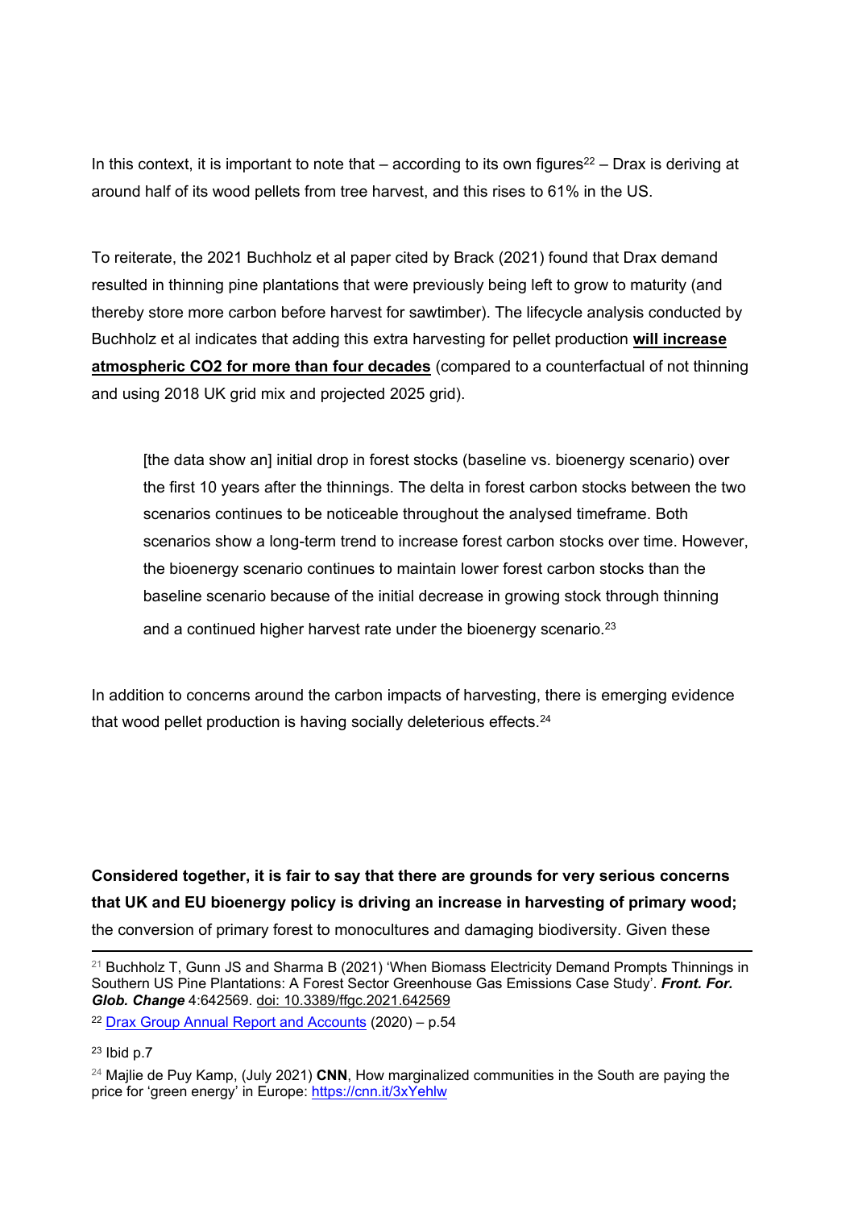In this context, it is important to note that – according to its own figures[22] – Drax is deriving at around half of its wood pellets from tree harvest, and this rises to 61% in the US.

To reiterate, the 2021 Buchholz et al paper cited by Brack (2021) found that Drax demand resulted in thinning pine plantations that were previously being left to grow to maturity (and thereby store more carbon before harvest for sawtimber). The lifecycle analysis conducted by Buchholz et al indicates that adding this extra harvesting for pellet production **will increase atmospheric CO2 for more than four decades** (compared to a counterfactual of not thinning and using 2018 UK grid mix and projected 2025 grid).

> [the data show an] initial drop in forest stocks (baseline vs. bioenergy scenario) over the first 10 years after the thinnings. The delta in forest carbon stocks between the two scenarios continues to be noticeable throughout the analysed timeframe. Both scenarios show a long-term trend to increase forest carbon stocks over time. However, the bioenergy scenario continues to maintain lower forest carbon stocks than the baseline scenario because of the initial decrease in growing stock through thinning and a continued higher harvest rate under the bioenergy scenario.[23]

In addition to concerns around the carbon impacts of harvesting, there is emerging evidence that wood pellet production is having socially deleterious effects.[24]

**Considered together, it is fair to say that there are grounds for very serious concerns that UK and EU bioenergy policy is driving an increase in harvesting of primary wood;** the conversion of primary forest to monocultures and damaging biodiversity. Given these

---

[21] Buchholz T, Gunn JS and Sharma B (2021) 'When Biomass Electricity Demand Prompts Thinnings in Southern US Pine Plantations: A Forest Sector Greenhouse Gas Emissions Case Study'. ***Front. For. Glob. Change*** 4:642569. doi: 10.3389/ffgc.2021.642569

[22] Drax Group Annual Report and Accounts (2020) – p.54

[23] Ibid p.7

[24] Majlie de Puy Kamp, (July 2021) **CNN**, How marginalized communities in the South are paying the price for 'green energy' in Europe: https://cnn.it/3xYehlw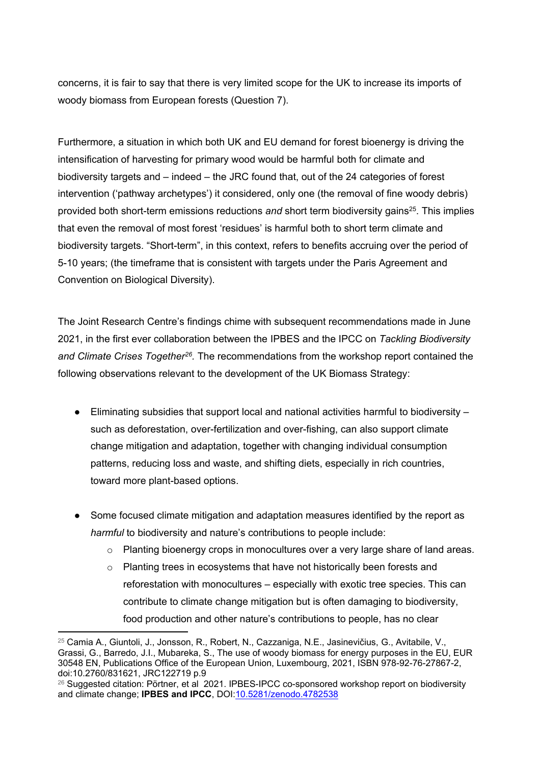concerns, it is fair to say that there is very limited scope for the UK to increase its imports of woody biomass from European forests (Question 7).

Furthermore, a situation in which both UK and EU demand for forest bioenergy is driving the intensification of harvesting for primary wood would be harmful both for climate and biodiversity targets and – indeed – the JRC found that, out of the 24 categories of forest intervention ('pathway archetypes') it considered, only one (the removal of fine woody debris) provided both short-term emissions reductions *and* short term biodiversity gains[25]. This implies that even the removal of most forest 'residues' is harmful both to short term climate and biodiversity targets. "Short-term", in this context, refers to benefits accruing over the period of 5-10 years; (the timeframe that is consistent with targets under the Paris Agreement and Convention on Biological Diversity).

The Joint Research Centre's findings chime with subsequent recommendations made in June 2021, in the first ever collaboration between the IPBES and the IPCC on *Tackling Biodiversity and Climate Crises Together*[26]. The recommendations from the workshop report contained the following observations relevant to the development of the UK Biomass Strategy:

- Eliminating subsidies that support local and national activities harmful to biodiversity – such as deforestation, over-fertilization and over-fishing, can also support climate change mitigation and adaptation, together with changing individual consumption patterns, reducing loss and waste, and shifting diets, especially in rich countries, toward more plant-based options.

- Some focused climate mitigation and adaptation measures identified by the report as *harmful* to biodiversity and nature's contributions to people include:
    - Planting bioenergy crops in monocultures over a very large share of land areas.
    - Planting trees in ecosystems that have not historically been forests and reforestation with monocultures – especially with exotic tree species. This can contribute to climate change mitigation but is often damaging to biodiversity, food production and other nature's contributions to people, has no clear

---

[25] Camia A., Giuntoli, J., Jonsson, R., Robert, N., Cazzaniga, N.E., Jasinevičius, G., Avitabile, V., Grassi, G., Barredo, J.I., Mubareka, S., The use of woody biomass for energy purposes in the EU, EUR 30548 EN, Publications Office of the European Union, Luxembourg, 2021, ISBN 978-92-76-27867-2, doi:10.2760/831621, JRC122719 p.9

[26] Suggested citation: Pörtner, et al 2021. IPBES-IPCC co-sponsored workshop report on biodiversity and climate change; **IPBES and IPCC**, DOI:[10.5281/zenodo.4782538](https://doi.org/10.5281/zenodo.4782538)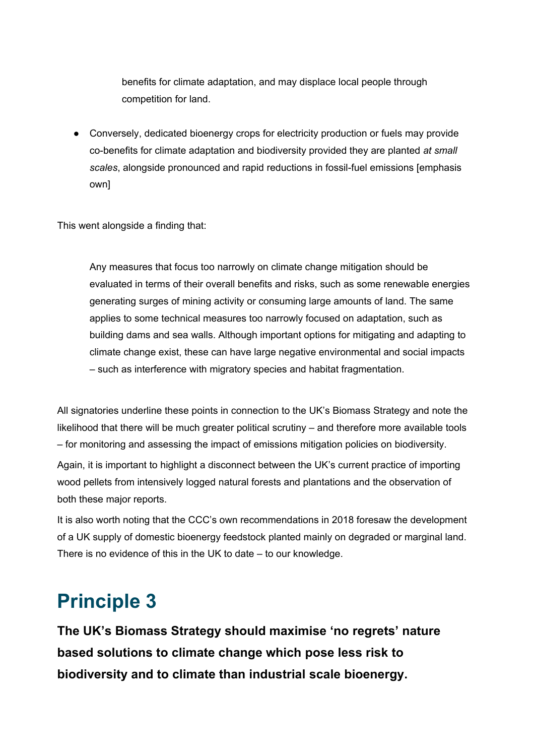benefits for climate adaptation, and may displace local people through competition for land.

- Conversely, dedicated bioenergy crops for electricity production or fuels may provide co-benefits for climate adaptation and biodiversity provided they are planted *at small scales*, alongside pronounced and rapid reductions in fossil-fuel emissions [emphasis own]

This went alongside a finding that:

> Any measures that focus too narrowly on climate change mitigation should be evaluated in terms of their overall benefits and risks, such as some renewable energies generating surges of mining activity or consuming large amounts of land. The same applies to some technical measures too narrowly focused on adaptation, such as building dams and sea walls. Although important options for mitigating and adapting to climate change exist, these can have large negative environmental and social impacts – such as interference with migratory species and habitat fragmentation.

All signatories underline these points in connection to the UK's Biomass Strategy and note the likelihood that there will be much greater political scrutiny – and therefore more available tools – for monitoring and assessing the impact of emissions mitigation policies on biodiversity.

Again, it is important to highlight a disconnect between the UK's current practice of importing wood pellets from intensively logged natural forests and plantations and the observation of both these major reports.

It is also worth noting that the CCC's own recommendations in 2018 foresaw the development of a UK supply of domestic bioenergy feedstock planted mainly on degraded or marginal land. There is no evidence of this in the UK to date – to our knowledge.

# Principle 3

**The UK's Biomass Strategy should maximise 'no regrets' nature based solutions to climate change which pose less risk to biodiversity and to climate than industrial scale bioenergy.**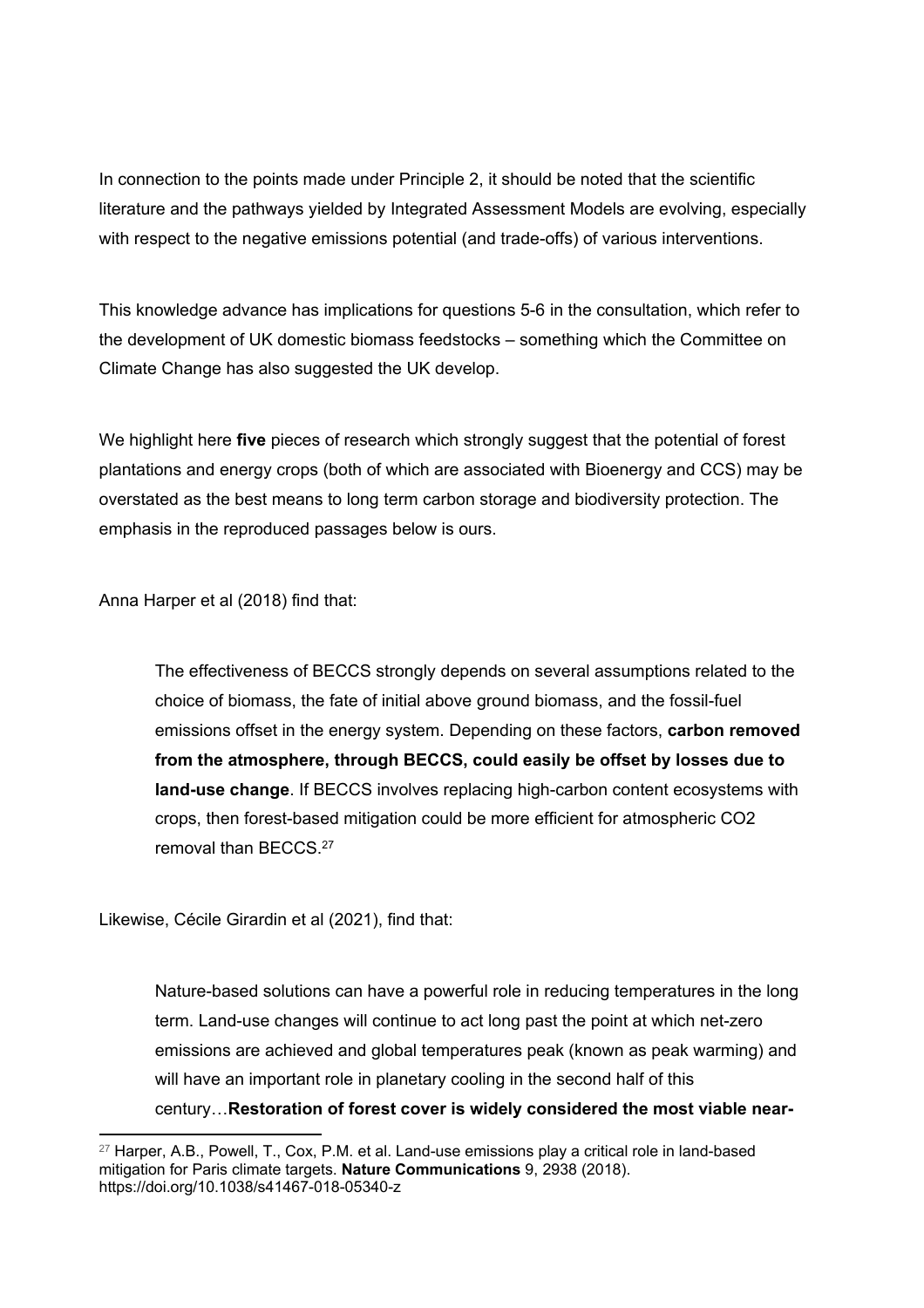In connection to the points made under Principle 2, it should be noted that the scientific literature and the pathways yielded by Integrated Assessment Models are evolving, especially with respect to the negative emissions potential (and trade-offs) of various interventions.

This knowledge advance has implications for questions 5-6 in the consultation, which refer to the development of UK domestic biomass feedstocks – something which the Committee on Climate Change has also suggested the UK develop.

We highlight here **five** pieces of research which strongly suggest that the potential of forest plantations and energy crops (both of which are associated with Bioenergy and CCS) may be overstated as the best means to long term carbon storage and biodiversity protection. The emphasis in the reproduced passages below is ours.

Anna Harper et al (2018) find that:

> The effectiveness of BECCS strongly depends on several assumptions related to the choice of biomass, the fate of initial above ground biomass, and the fossil-fuel emissions offset in the energy system. Depending on these factors, **carbon removed from the atmosphere, through BECCS, could easily be offset by losses due to land-use change**. If BECCS involves replacing high-carbon content ecosystems with crops, then forest-based mitigation could be more efficient for atmospheric CO2 removal than BECCS.[27]

Likewise, Cécile Girardin et al (2021), find that:

> Nature-based solutions can have a powerful role in reducing temperatures in the long term. Land-use changes will continue to act long past the point at which net-zero emissions are achieved and global temperatures peak (known as peak warming) and will have an important role in planetary cooling in the second half of this century…**Restoration of forest cover is widely considered the most viable near-**

[27] Harper, A.B., Powell, T., Cox, P.M. et al. Land-use emissions play a critical role in land-based mitigation for Paris climate targets. **Nature Communications** 9, 2938 (2018). https://doi.org/10.1038/s41467-018-05340-z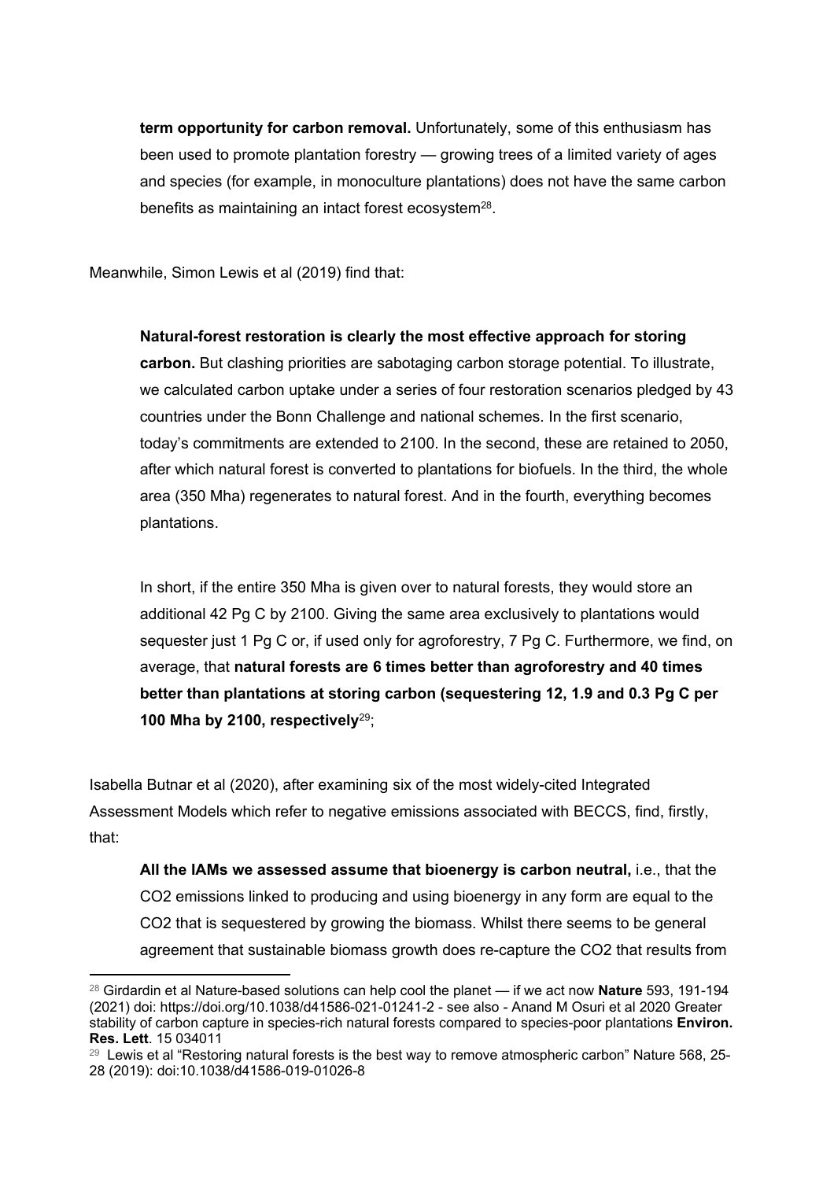**term opportunity for carbon removal.** Unfortunately, some of this enthusiasm has been used to promote plantation forestry — growing trees of a limited variety of ages and species (for example, in monoculture plantations) does not have the same carbon benefits as maintaining an intact forest ecosystem[28].

Meanwhile, Simon Lewis et al (2019) find that:

> **Natural-forest restoration is clearly the most effective approach for storing carbon.** But clashing priorities are sabotaging carbon storage potential. To illustrate, we calculated carbon uptake under a series of four restoration scenarios pledged by 43 countries under the Bonn Challenge and national schemes. In the first scenario, today's commitments are extended to 2100. In the second, these are retained to 2050, after which natural forest is converted to plantations for biofuels. In the third, the whole area (350 Mha) regenerates to natural forest. And in the fourth, everything becomes plantations.
>
> In short, if the entire 350 Mha is given over to natural forests, they would store an additional 42 Pg C by 2100. Giving the same area exclusively to plantations would sequester just 1 Pg C or, if used only for agroforestry, 7 Pg C. Furthermore, we find, on average, that **natural forests are 6 times better than agroforestry and 40 times better than plantations at storing carbon (sequestering 12, 1.9 and 0.3 Pg C per 100 Mha by 2100, respectively**[29];

Isabella Butnar et al (2020), after examining six of the most widely-cited Integrated Assessment Models which refer to negative emissions associated with BECCS, find, firstly, that:

> **All the IAMs we assessed assume that bioenergy is carbon neutral,** i.e., that the $CO_2$ emissions linked to producing and using bioenergy in any form are equal to the $CO_2$ that is sequestered by growing the biomass. Whilst there seems to be general agreement that sustainable biomass growth does re-capture the $CO_2$ that results from

---

[28] Girdardin et al Nature-based solutions can help cool the planet — if we act now **Nature** 593, 191-194 (2021) doi: https://doi.org/10.1038/d41586-021-01241-2 - see also - Anand M Osuri et al 2020 Greater stability of carbon capture in species-rich natural forests compared to species-poor plantations **Environ. Res. Lett**. 15 034011

[29] Lewis et al "Restoring natural forests is the best way to remove atmospheric carbon" Nature 568, 25-28 (2019): doi:10.1038/d41586-019-01026-8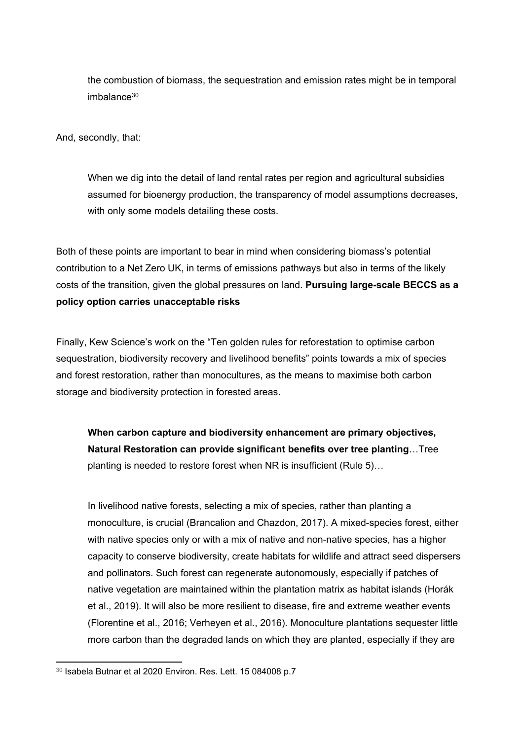> the combustion of biomass, the sequestration and emission rates might be in temporal imbalance[30]

And, secondly, that:

> When we dig into the detail of land rental rates per region and agricultural subsidies assumed for bioenergy production, the transparency of model assumptions decreases, with only some models detailing these costs.

Both of these points are important to bear in mind when considering biomass's potential contribution to a Net Zero UK, in terms of emissions pathways but also in terms of the likely costs of the transition, given the global pressures on land. **Pursuing large-scale BECCS as a policy option carries unacceptable risks**

Finally, Kew Science's work on the "Ten golden rules for reforestation to optimise carbon sequestration, biodiversity recovery and livelihood benefits" points towards a mix of species and forest restoration, rather than monocultures, as the means to maximise both carbon storage and biodiversity protection in forested areas.

> **When carbon capture and biodiversity enhancement are primary objectives, Natural Restoration can provide significant benefits over tree planting**…Tree planting is needed to restore forest when NR is insufficient (Rule 5)…
>
> In livelihood native forests, selecting a mix of species, rather than planting a monoculture, is crucial (Brancalion and Chazdon, 2017). A mixed-species forest, either with native species only or with a mix of native and non-native species, has a higher capacity to conserve biodiversity, create habitats for wildlife and attract seed dispersers and pollinators. Such forest can regenerate autonomously, especially if patches of native vegetation are maintained within the plantation matrix as habitat islands (Horák et al., 2019). It will also be more resilient to disease, fire and extreme weather events (Florentine et al., 2016; Verheyen et al., 2016). Monoculture plantations sequester little more carbon than the degraded lands on which they are planted, especially if they are

[30] Isabela Butnar et al 2020 Environ. Res. Lett. 15 084008 p.7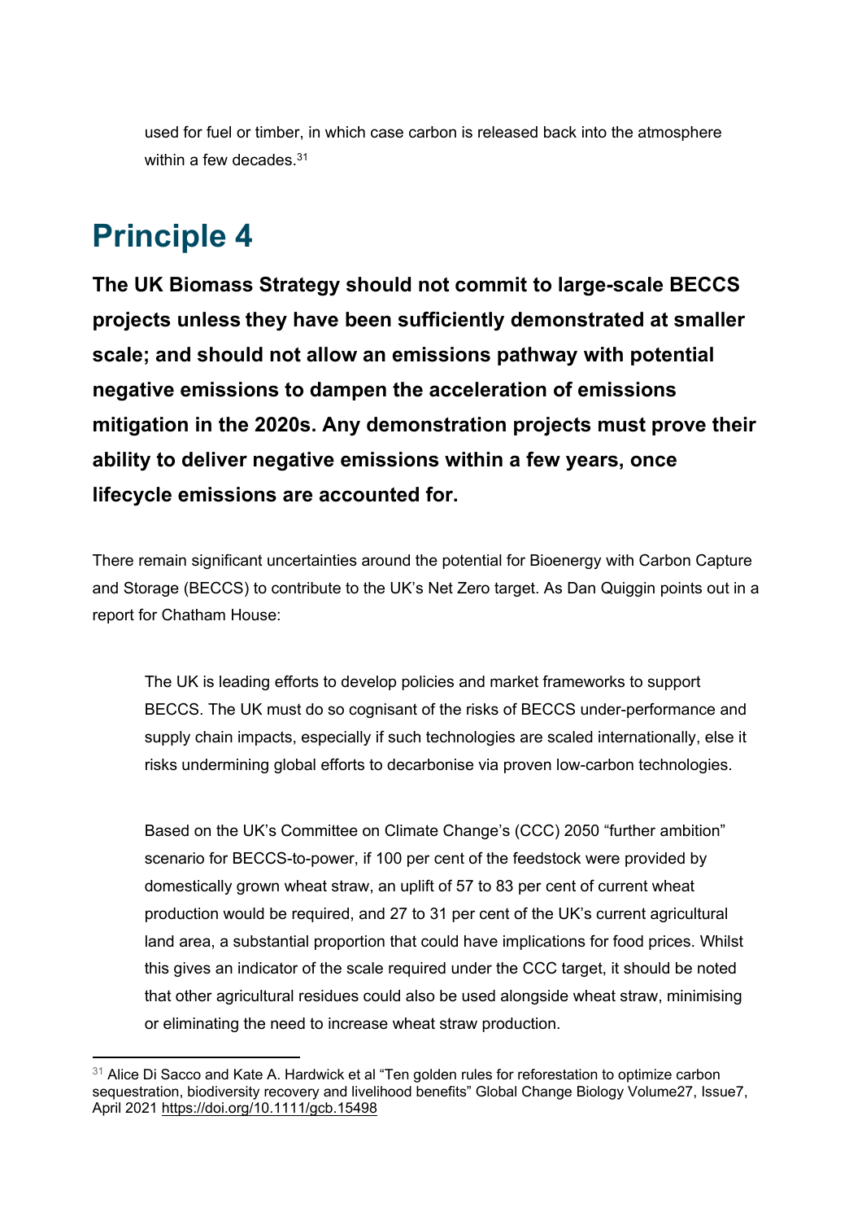> used for fuel or timber, in which case carbon is released back into the atmosphere within a few decades.[31]

# Principle 4

**The UK Biomass Strategy should not commit to large-scale BECCS projects unless they have been sufficiently demonstrated at smaller scale; and should not allow an emissions pathway with potential negative emissions to dampen the acceleration of emissions mitigation in the 2020s. Any demonstration projects must prove their ability to deliver negative emissions within a few years, once lifecycle emissions are accounted for.**

There remain significant uncertainties around the potential for Bioenergy with Carbon Capture and Storage (BECCS) to contribute to the UK's Net Zero target. As Dan Quiggin points out in a report for Chatham House:

> The UK is leading efforts to develop policies and market frameworks to support BECCS. The UK must do so cognisant of the risks of BECCS under-performance and supply chain impacts, especially if such technologies are scaled internationally, else it risks undermining global efforts to decarbonise via proven low-carbon technologies.
>
> Based on the UK's Committee on Climate Change's (CCC) 2050 "further ambition" scenario for BECCS-to-power, if 100 per cent of the feedstock were provided by domestically grown wheat straw, an uplift of 57 to 83 per cent of current wheat production would be required, and 27 to 31 per cent of the UK's current agricultural land area, a substantial proportion that could have implications for food prices. Whilst this gives an indicator of the scale required under the CCC target, it should be noted that other agricultural residues could also be used alongside wheat straw, minimising or eliminating the need to increase wheat straw production.

---

[31] Alice Di Sacco and Kate A. Hardwick et al "Ten golden rules for reforestation to optimize carbon sequestration, biodiversity recovery and livelihood benefits" Global Change Biology Volume27, Issue7, April 2021 https://doi.org/10.1111/gcb.15498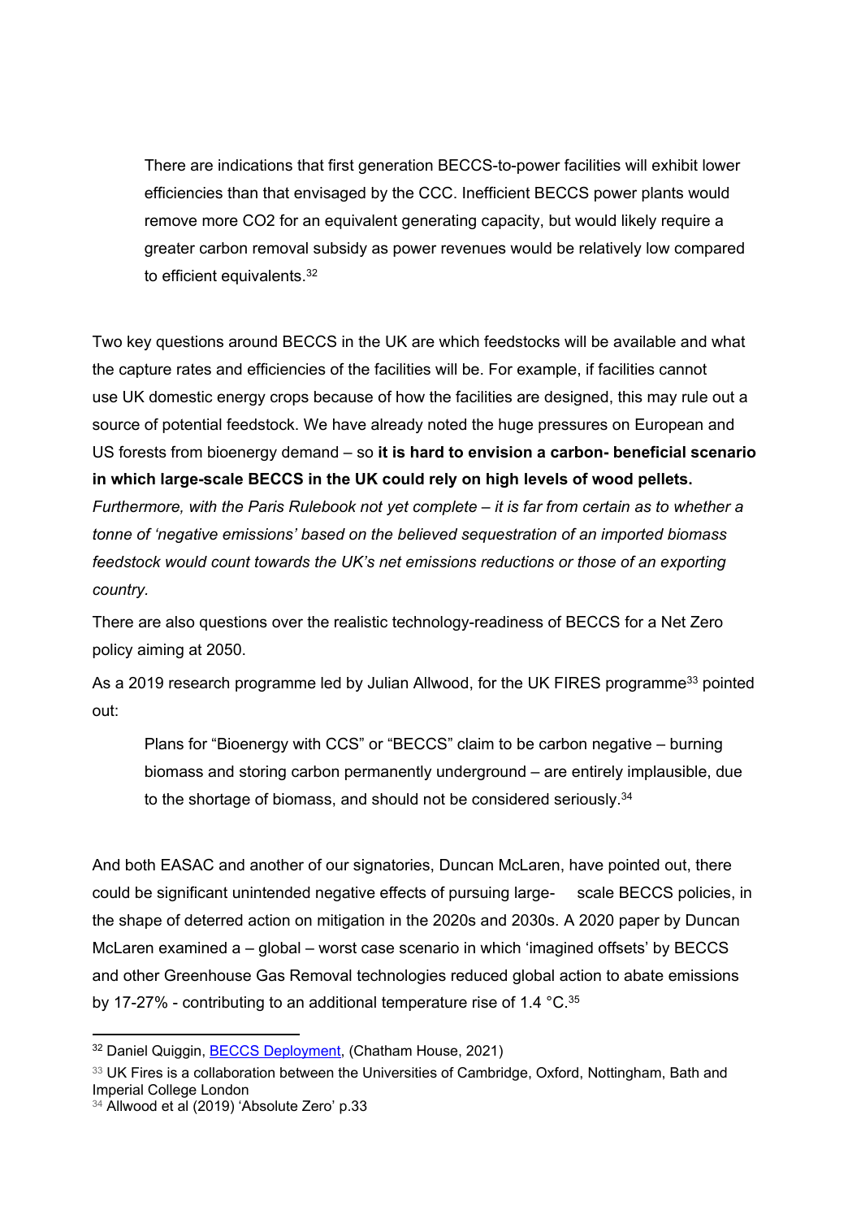> There are indications that first generation BECCS-to-power facilities will exhibit lower efficiencies than that envisaged by the CCC. Inefficient BECCS power plants would remove more CO2 for an equivalent generating capacity, but would likely require a greater carbon removal subsidy as power revenues would be relatively low compared to efficient equivalents.[32]

Two key questions around BECCS in the UK are which feedstocks will be available and what the capture rates and efficiencies of the facilities will be. For example, if facilities cannot use UK domestic energy crops because of how the facilities are designed, this may rule out a source of potential feedstock. We have already noted the huge pressures on European and US forests from bioenergy demand – so **it is hard to envision a carbon- beneficial scenario in which large-scale BECCS in the UK could rely on high levels of wood pellets.** *Furthermore, with the Paris Rulebook not yet complete – it is far from certain as to whether a tonne of 'negative emissions' based on the believed sequestration of an imported biomass feedstock would count towards the UK's net emissions reductions or those of an exporting country.*

There are also questions over the realistic technology-readiness of BECCS for a Net Zero policy aiming at 2050.

As a 2019 research programme led by Julian Allwood, for the UK FIRES programme[33] pointed out:

> Plans for "Bioenergy with CCS" or "BECCS" claim to be carbon negative – burning biomass and storing carbon permanently underground – are entirely implausible, due to the shortage of biomass, and should not be considered seriously.[34]

And both EASAC and another of our signatories, Duncan McLaren, have pointed out, there could be significant unintended negative effects of pursuing large- scale BECCS policies, in the shape of deterred action on mitigation in the 2020s and 2030s. A 2020 paper by Duncan McLaren examined a – global – worst case scenario in which 'imagined offsets' by BECCS and other Greenhouse Gas Removal technologies reduced global action to abate emissions by 17-27% - contributing to an additional temperature rise of 1.4 °C.[35]

---

[32] Daniel Quiggin, BECCS Deployment, (Chatham House, 2021)

[33] UK Fires is a collaboration between the Universities of Cambridge, Oxford, Nottingham, Bath and Imperial College London

[34] Allwood et al (2019) 'Absolute Zero' p.33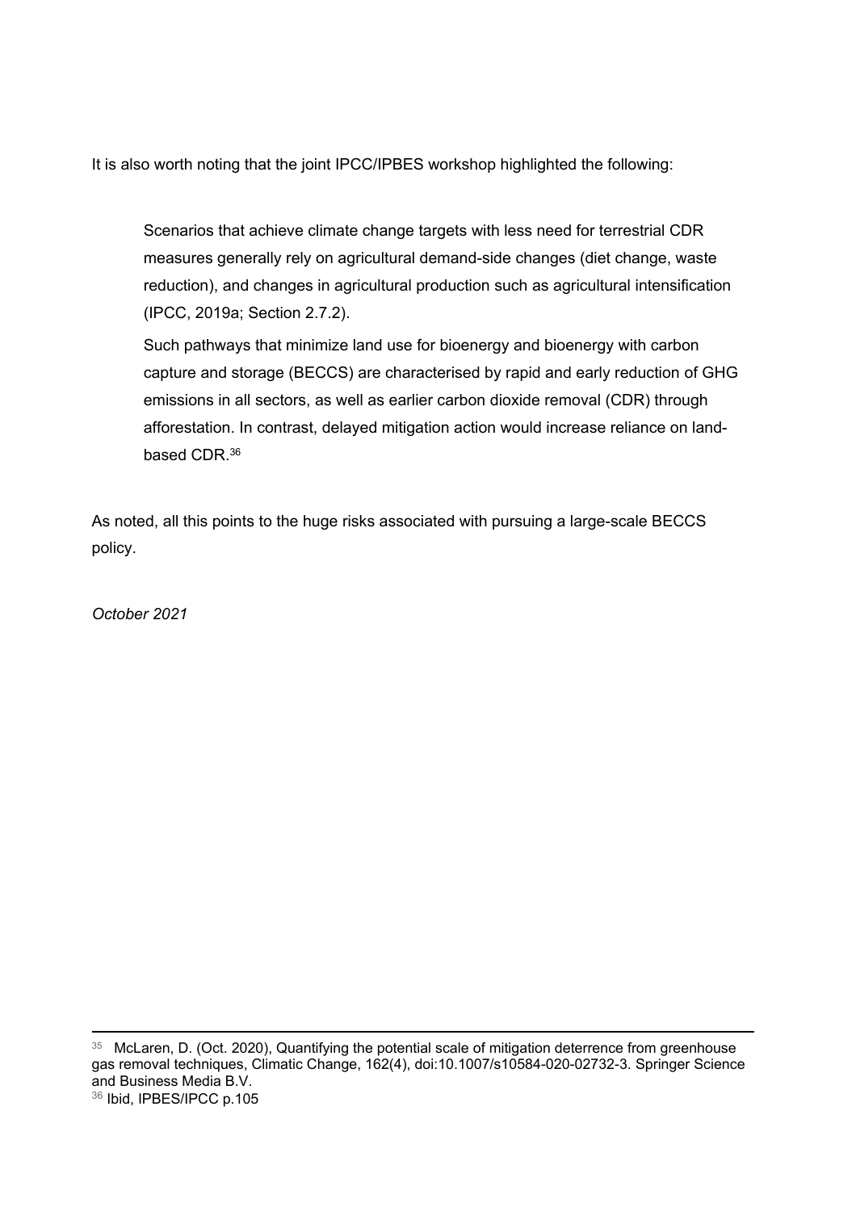It is also worth noting that the joint IPCC/IPBES workshop highlighted the following:

> Scenarios that achieve climate change targets with less need for terrestrial CDR measures generally rely on agricultural demand-side changes (diet change, waste reduction), and changes in agricultural production such as agricultural intensification (IPCC, 2019a; Section 2.7.2).
>
> Such pathways that minimize land use for bioenergy and bioenergy with carbon capture and storage (BECCS) are characterised by rapid and early reduction of GHG emissions in all sectors, as well as earlier carbon dioxide removal (CDR) through afforestation. In contrast, delayed mitigation action would increase reliance on land-based CDR.[36]

As noted, all this points to the huge risks associated with pursuing a large-scale BECCS policy.

*October 2021*

---

[35] McLaren, D. (Oct. 2020), Quantifying the potential scale of mitigation deterrence from greenhouse gas removal techniques, Climatic Change, 162(4), doi:10.1007/s10584-020-02732-3. Springer Science and Business Media B.V.

[36] Ibid, IPBES/IPCC p.105